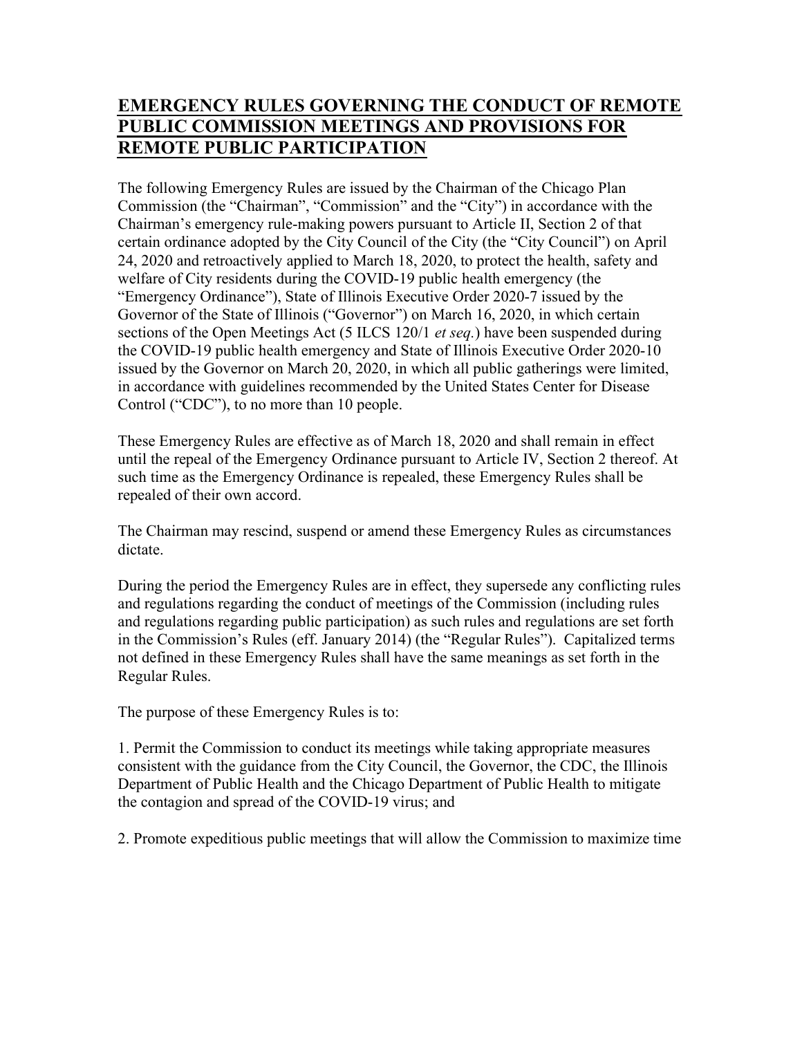# EMERGENCY RULES GOVERNING THE CONDUCT OF REMOTE PUBLIC COMMISSION MEETINGS AND PROVISIONS FOR REMOTE PUBLIC PARTICIPATION

The following Emergency Rules are issued by the Chairman of the Chicago Plan Commission (the "Chairman", "Commission" and the "City") in accordance with the Chairman's emergency rule-making powers pursuant to Article II, Section 2 of that certain ordinance adopted by the City Council of the City (the "City Council") on April 24, 2020 and retroactively applied to March 18, 2020, to protect the health, safety and welfare of City residents during the COVID-19 public health emergency (the "Emergency Ordinance"), State of Illinois Executive Order 2020-7 issued by the Governor of the State of Illinois ("Governor") on March 16, 2020, in which certain sections of the Open Meetings Act (5 ILCS 120/1 *et seq.*) have been suspended during the COVID-19 public health emergency and State of Illinois Executive Order 2020-10 issued by the Governor on March 20, 2020, in which all public gatherings were limited, in accordance with guidelines recommended by the United States Center for Disease Control ("CDC"), to no more than 10 people.

These Emergency Rules are effective as of March 18, 2020 and shall remain in effect until the repeal of the Emergency Ordinance pursuant to Article IV, Section 2 thereof. At such time as the Emergency Ordinance is repealed, these Emergency Rules shall be repealed of their own accord.

The Chairman may rescind, suspend or amend these Emergency Rules as circumstances dictate.

During the period the Emergency Rules are in effect, they supersede any conflicting rules and regulations regarding the conduct of meetings of the Commission (including rules and regulations regarding public participation) as such rules and regulations are set forth in the Commission's Rules (eff. January 2014) (the "Regular Rules"). Capitalized terms not defined in these Emergency Rules shall have the same meanings as set forth in the Regular Rules.

The purpose of these Emergency Rules is to:

1. Permit the Commission to conduct its meetings while taking appropriate measures consistent with the guidance from the City Council, the Governor, the CDC, the Illinois Department of Public Health and the Chicago Department of Public Health to mitigate the contagion and spread of the COVID-19 virus; and

2. Promote expeditious public meetings that will allow the Commission to maximize time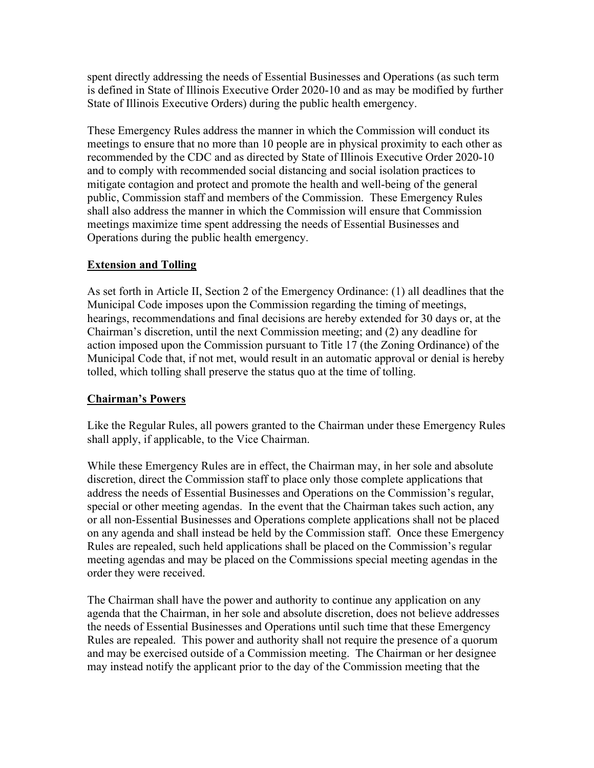spent directly addressing the needs of Essential Businesses and Operations (as such term is defined in State of Illinois Executive Order 2020-10 and as may be modified by further State of Illinois Executive Orders) during the public health emergency.

These Emergency Rules address the manner in which the Commission will conduct its meetings to ensure that no more than 10 people are in physical proximity to each other as recommended by the CDC and as directed by State of Illinois Executive Order 2020-10 and to comply with recommended social distancing and social isolation practices to mitigate contagion and protect and promote the health and well-being of the general public, Commission staff and members of the Commission. These Emergency Rules shall also address the manner in which the Commission will ensure that Commission meetings maximize time spent addressing the needs of Essential Businesses and Operations during the public health emergency.

## Extension and Tolling

As set forth in Article II, Section 2 of the Emergency Ordinance: (1) all deadlines that the Municipal Code imposes upon the Commission regarding the timing of meetings, hearings, recommendations and final decisions are hereby extended for 30 days or, at the Chairman's discretion, until the next Commission meeting; and (2) any deadline for action imposed upon the Commission pursuant to Title 17 (the Zoning Ordinance) of the Municipal Code that, if not met, would result in an automatic approval or denial is hereby tolled, which tolling shall preserve the status quo at the time of tolling.

## Chairman's Powers

Like the Regular Rules, all powers granted to the Chairman under these Emergency Rules shall apply, if applicable, to the Vice Chairman.

While these Emergency Rules are in effect, the Chairman may, in her sole and absolute discretion, direct the Commission staff to place only those complete applications that address the needs of Essential Businesses and Operations on the Commission's regular, special or other meeting agendas. In the event that the Chairman takes such action, any or all non-Essential Businesses and Operations complete applications shall not be placed on any agenda and shall instead be held by the Commission staff. Once these Emergency Rules are repealed, such held applications shall be placed on the Commission's regular meeting agendas and may be placed on the Commissions special meeting agendas in the order they were received.

The Chairman shall have the power and authority to continue any application on any agenda that the Chairman, in her sole and absolute discretion, does not believe addresses the needs of Essential Businesses and Operations until such time that these Emergency Rules are repealed. This power and authority shall not require the presence of a quorum and may be exercised outside of a Commission meeting. The Chairman or her designee may instead notify the applicant prior to the day of the Commission meeting that the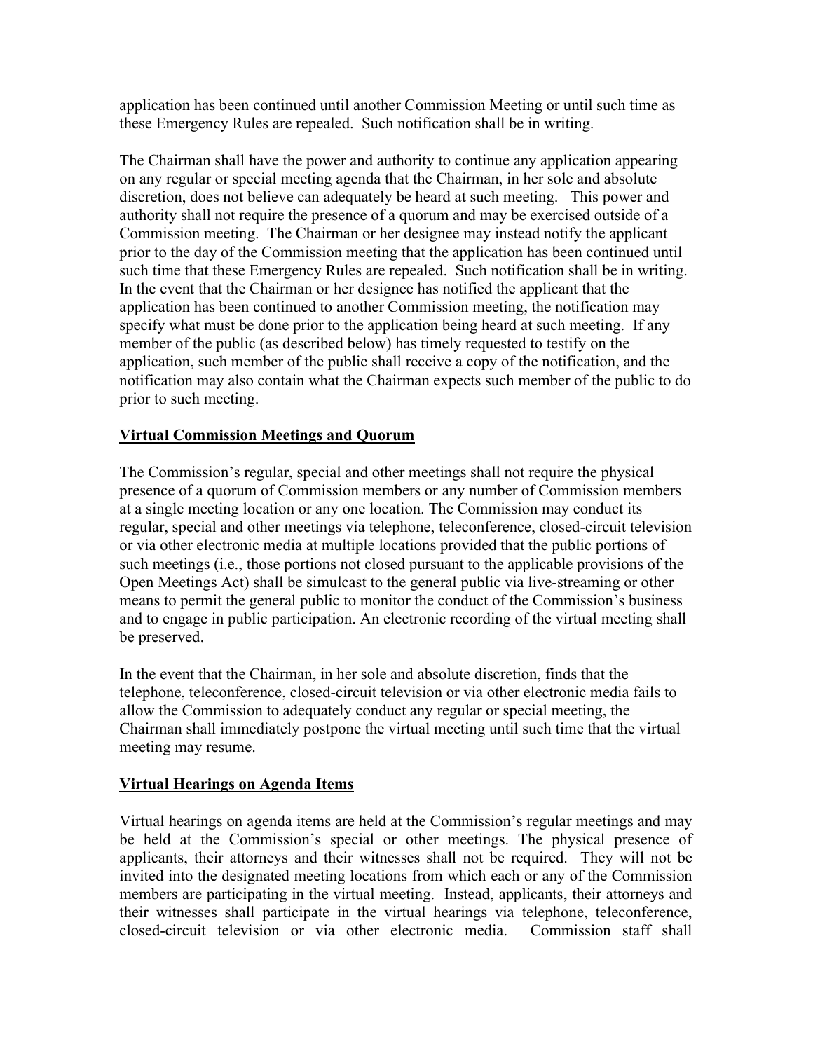application has been continued until another Commission Meeting or until such time as these Emergency Rules are repealed. Such notification shall be in writing.

The Chairman shall have the power and authority to continue any application appearing on any regular or special meeting agenda that the Chairman, in her sole and absolute discretion, does not believe can adequately be heard at such meeting. This power and authority shall not require the presence of a quorum and may be exercised outside of a Commission meeting. The Chairman or her designee may instead notify the applicant prior to the day of the Commission meeting that the application has been continued until such time that these Emergency Rules are repealed. Such notification shall be in writing. In the event that the Chairman or her designee has notified the applicant that the application has been continued to another Commission meeting, the notification may specify what must be done prior to the application being heard at such meeting. If any member of the public (as described below) has timely requested to testify on the application, such member of the public shall receive a copy of the notification, and the notification may also contain what the Chairman expects such member of the public to do prior to such meeting.

## Virtual Commission Meetings and Quorum

The Commission's regular, special and other meetings shall not require the physical presence of a quorum of Commission members or any number of Commission members at a single meeting location or any one location. The Commission may conduct its regular, special and other meetings via telephone, teleconference, closed-circuit television or via other electronic media at multiple locations provided that the public portions of such meetings (i.e., those portions not closed pursuant to the applicable provisions of the Open Meetings Act) shall be simulcast to the general public via live-streaming or other means to permit the general public to monitor the conduct of the Commission's business and to engage in public participation. An electronic recording of the virtual meeting shall be preserved.

In the event that the Chairman, in her sole and absolute discretion, finds that the telephone, teleconference, closed-circuit television or via other electronic media fails to allow the Commission to adequately conduct any regular or special meeting, the Chairman shall immediately postpone the virtual meeting until such time that the virtual meeting may resume.

## Virtual Hearings on Agenda Items

Virtual hearings on agenda items are held at the Commission's regular meetings and may be held at the Commission's special or other meetings. The physical presence of applicants, their attorneys and their witnesses shall not be required. They will not be invited into the designated meeting locations from which each or any of the Commission members are participating in the virtual meeting. Instead, applicants, their attorneys and their witnesses shall participate in the virtual hearings via telephone, teleconference, closed-circuit television or via other electronic media. Commission staff shall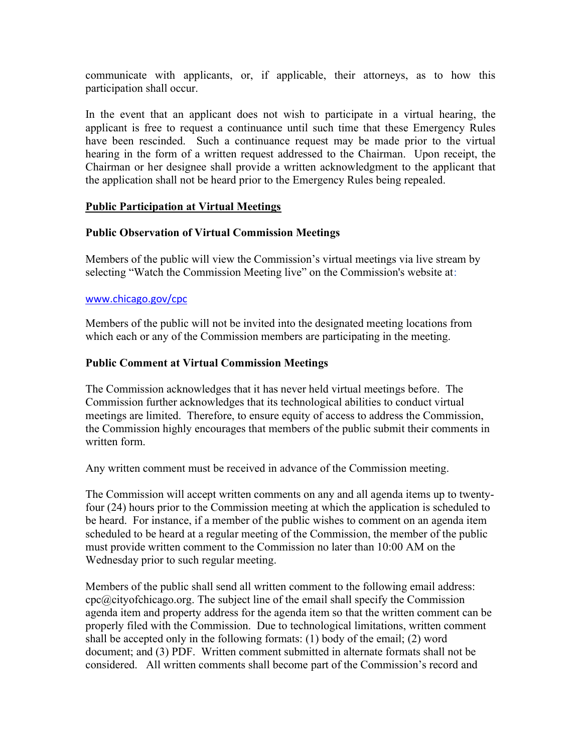communicate with applicants, or, if applicable, their attorneys, as to how this participation shall occur.

In the event that an applicant does not wish to participate in a virtual hearing, the applicant is free to request a continuance until such time that these Emergency Rules have been rescinded. Such a continuance request may be made prior to the virtual hearing in the form of a written request addressed to the Chairman. Upon receipt, the Chairman or her designee shall provide a written acknowledgment to the applicant that the application shall not be heard prior to the Emergency Rules being repealed.

**Public Participation at Virtual Meetings**

**Public Observation of Virtual Commission Meetings**

Members of the public will view the Commission's virtual meetings via live stream by selecting "Watch the Commission Meeting live" on the Commission's website at:

www.chicago.gov/cpc

Members of the public will not be invited into the designated meeting locations from which each or any of the Commission members are participating in the meeting.

**Public Comment at Virtual Commission Meetings**

The Commission acknowledges that it has never held virtual meetings before. The Commission further acknowledges that its technological abilities to conduct virtual meetings are limited. Therefore, to ensure equity of access to address the Commission, the Commission highly encourages that members of the public submit their comments in written form.

Any written comment must be received in advance of the Commission meeting.

The Commission will accept written comments on any and all agenda items up to twenty-four (24) hours prior to the Commission meeting at which the application is scheduled to be heard. For instance, if a member of the public wishes to comment on an agenda item scheduled to be heard at a regular meeting of the Commission, the member of the public must provide written comment to the Commission no later than 10:00 AM on the Wednesday prior to such regular meeting.

Members of the public shall send all written comment to the following email address: cpc@cityofchicago.org. The subject line of the email shall specify the Commission agenda item and property address for the agenda item so that the written comment can be properly filed with the Commission. Due to technological limitations, written comment shall be accepted only in the following formats: (1) body of the email; (2) word document; and (3) PDF. Written comment submitted in alternate formats shall not be considered. All written comments shall become part of the Commission's record and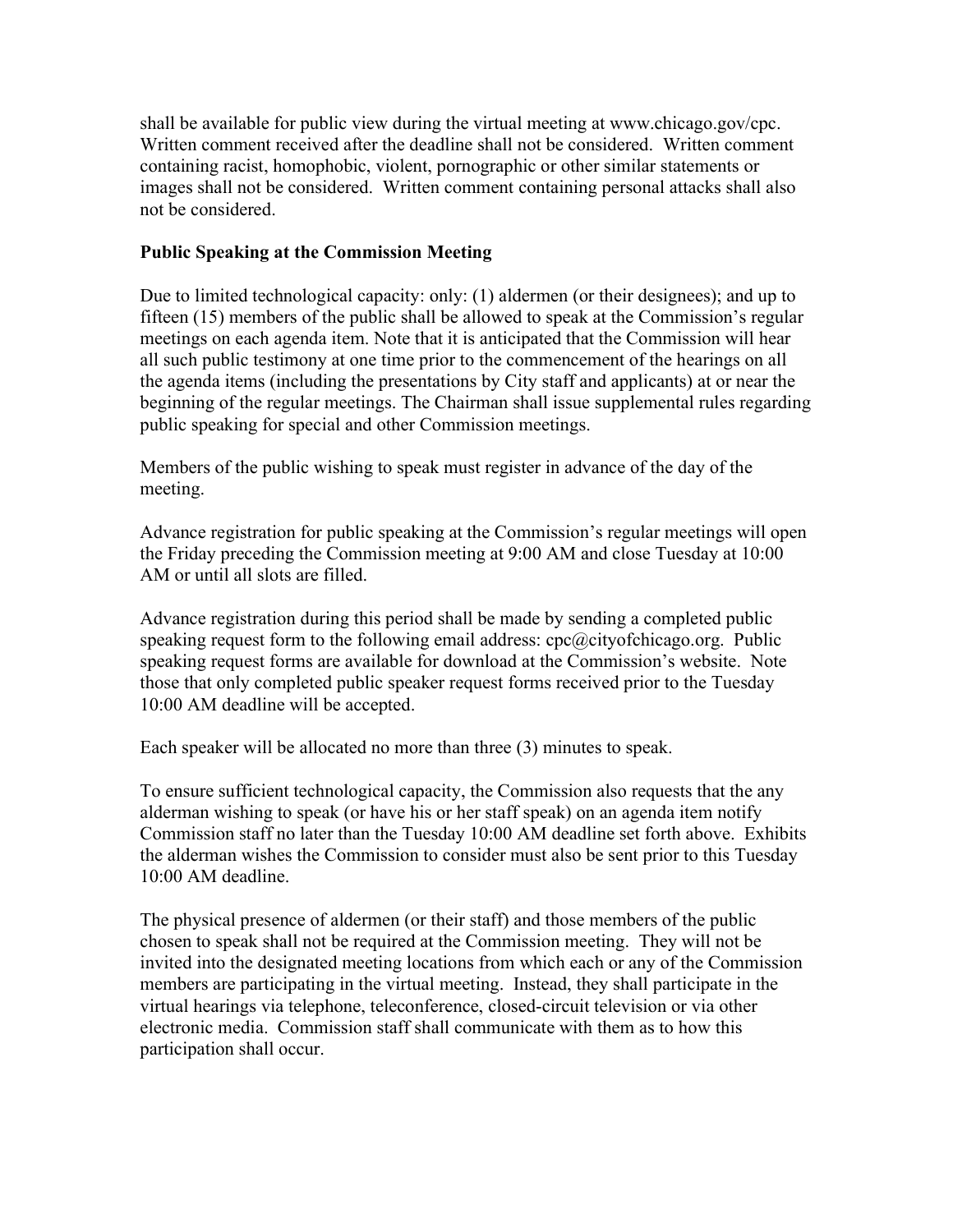shall be available for public view during the virtual meeting at www.chicago.gov/cpc. Written comment received after the deadline shall not be considered. Written comment containing racist, homophobic, violent, pornographic or other similar statements or images shall not be considered. Written comment containing personal attacks shall also not be considered.

**Public Speaking at the Commission Meeting**

Due to limited technological capacity: only: (1) aldermen (or their designees); and up to fifteen (15) members of the public shall be allowed to speak at the Commission's regular meetings on each agenda item. Note that it is anticipated that the Commission will hear all such public testimony at one time prior to the commencement of the hearings on all the agenda items (including the presentations by City staff and applicants) at or near the beginning of the regular meetings. The Chairman shall issue supplemental rules regarding public speaking for special and other Commission meetings.

Members of the public wishing to speak must register in advance of the day of the meeting.

Advance registration for public speaking at the Commission's regular meetings will open the Friday preceding the Commission meeting at 9:00 AM and close Tuesday at 10:00 AM or until all slots are filled.

Advance registration during this period shall be made by sending a completed public speaking request form to the following email address: cpc@cityofchicago.org. Public speaking request forms are available for download at the Commission's website. Note those that only completed public speaker request forms received prior to the Tuesday 10:00 AM deadline will be accepted.

Each speaker will be allocated no more than three (3) minutes to speak.

To ensure sufficient technological capacity, the Commission also requests that the any alderman wishing to speak (or have his or her staff speak) on an agenda item notify Commission staff no later than the Tuesday 10:00 AM deadline set forth above. Exhibits the alderman wishes the Commission to consider must also be sent prior to this Tuesday 10:00 AM deadline.

The physical presence of aldermen (or their staff) and those members of the public chosen to speak shall not be required at the Commission meeting. They will not be invited into the designated meeting locations from which each or any of the Commission members are participating in the virtual meeting. Instead, they shall participate in the virtual hearings via telephone, teleconference, closed-circuit television or via other electronic media. Commission staff shall communicate with them as to how this participation shall occur.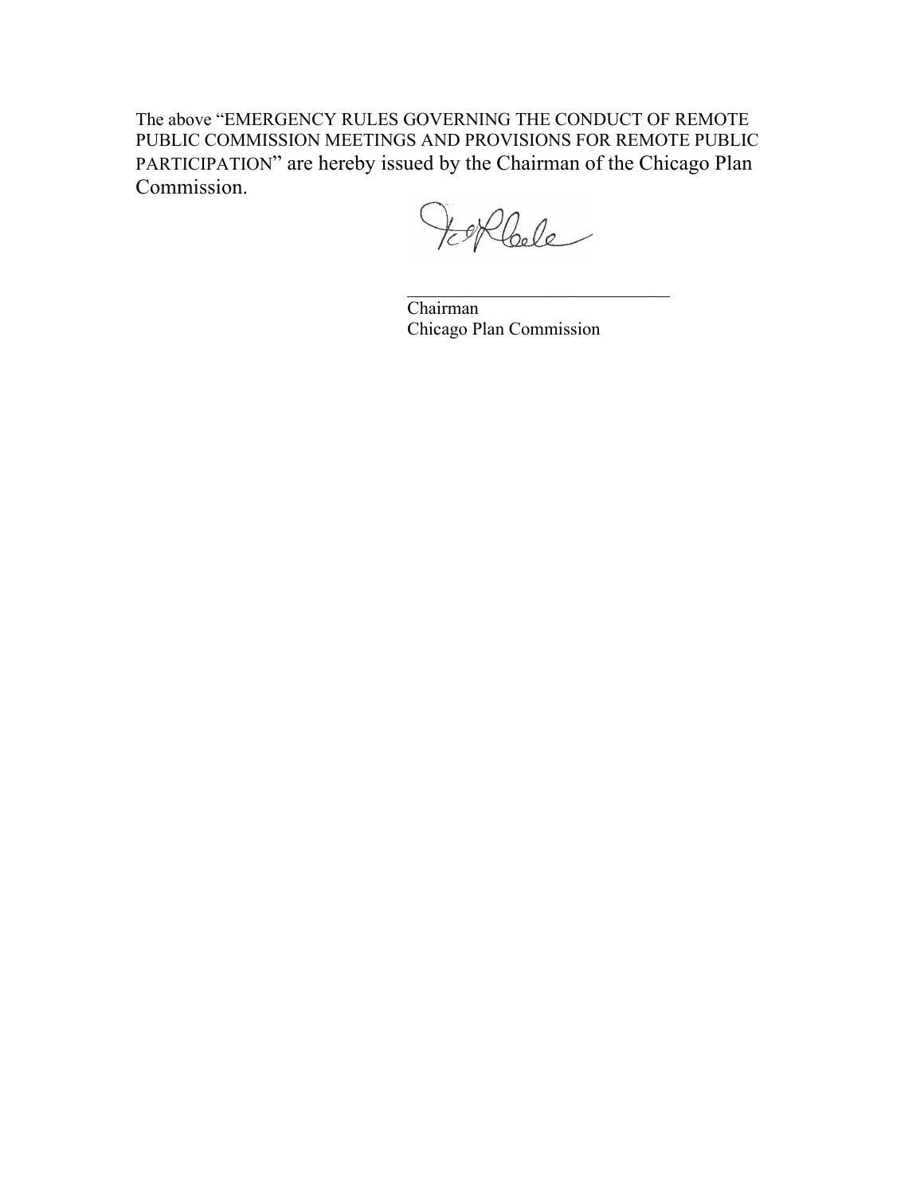The above "EMERGENCY RULES GOVERNING THE CONDUCT OF REMOTE PUBLIC COMMISSION MEETINGS AND PROVISIONS FOR REMOTE PUBLIC PARTICIPATION" are hereby issued by the Chairman of the Chicago Plan Commission.

\_\_\_\_\_\_\_\_\_\_\_\_\_\_\_\_\_\_\_\_\_\_\_\_\_\_\_\_\_\_
Chairman
Chicago Plan Commission